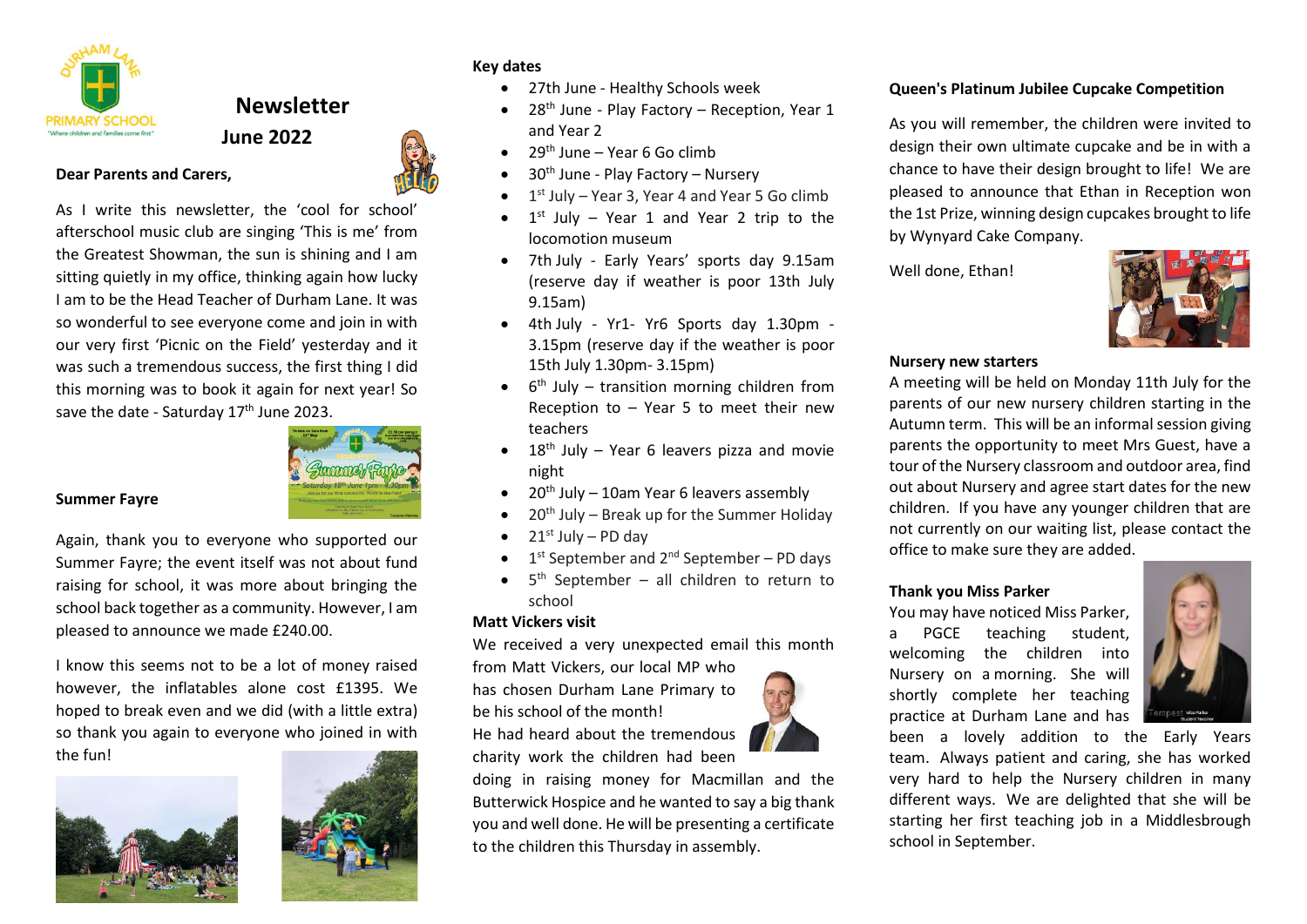# Newsletter
## June 2022

**Dear Parents and Carers,**

As I write this newsletter, the 'cool for school' afterschool music club are singing 'This is me' from the Greatest Showman, the sun is shining and I am sitting quietly in my office, thinking again how lucky I am to be the Head Teacher of Durham Lane. It was so wonderful to see everyone come and join in with our very first 'Picnic on the Field' yesterday and it was such a tremendous success, the first thing I did this morning was to book it again for next year! So save the date - Saturday 17th June 2023.

**Summer Fayre**

Again, thank you to everyone who supported our Summer Fayre; the event itself was not about fund raising for school, it was more about bringing the school back together as a community. However, I am pleased to announce we made £240.00.

I know this seems not to be a lot of money raised however, the inflatables alone cost £1395. We hoped to break even and we did (with a little extra) so thank you again to everyone who joined in with the fun!

**Key dates**

- 27th June - Healthy Schools week
- 28th June - Play Factory – Reception, Year 1 and Year 2
- 29th June – Year 6 Go climb
- 30th June - Play Factory – Nursery
- 1st July – Year 3, Year 4 and Year 5 Go climb
- 1st July – Year 1 and Year 2 trip to the locomotion museum
- 7th July - Early Years' sports day 9.15am (reserve day if weather is poor 13th July 9.15am)
- 4th July - Yr1- Yr6 Sports day 1.30pm - 3.15pm (reserve day if the weather is poor 15th July 1.30pm- 3.15pm)
- 6th July – transition morning children from Reception to – Year 5 to meet their new teachers
- 18th July – Year 6 leavers pizza and movie night
- 20th July – 10am Year 6 leavers assembly
- 20th July – Break up for the Summer Holiday
- 21st July – PD day
- 1st September and 2nd September – PD days
- 5th September – all children to return to school

**Matt Vickers visit**

We received a very unexpected email this month from Matt Vickers, our local MP who has chosen Durham Lane Primary to be his school of the month!
He had heard about the tremendous charity work the children had been doing in raising money for Macmillan and the Butterwick Hospice and he wanted to say a big thank you and well done. He will be presenting a certificate to the children this Thursday in assembly.

**Queen's Platinum Jubilee Cupcake Competition**

As you will remember, the children were invited to design their own ultimate cupcake and be in with a chance to have their design brought to life! We are pleased to announce that Ethan in Reception won the 1st Prize, winning design cupcakes brought to life by Wynyard Cake Company.

Well done, Ethan!

**Nursery new starters**

A meeting will be held on Monday 11th July for the parents of our new nursery children starting in the Autumn term. This will be an informal session giving parents the opportunity to meet Mrs Guest, have a tour of the Nursery classroom and outdoor area, find out about Nursery and agree start dates for the new children. If you have any younger children that are not currently on our waiting list, please contact the office to make sure they are added.

**Thank you Miss Parker**

You may have noticed Miss Parker, a PGCE teaching student, welcoming the children into Nursery on a morning. She will shortly complete her teaching practice at Durham Lane and has been a lovely addition to the Early Years team. Always patient and caring, she has worked very hard to help the Nursery children in many different ways. We are delighted that she will be starting her first teaching job in a Middlesbrough school in September.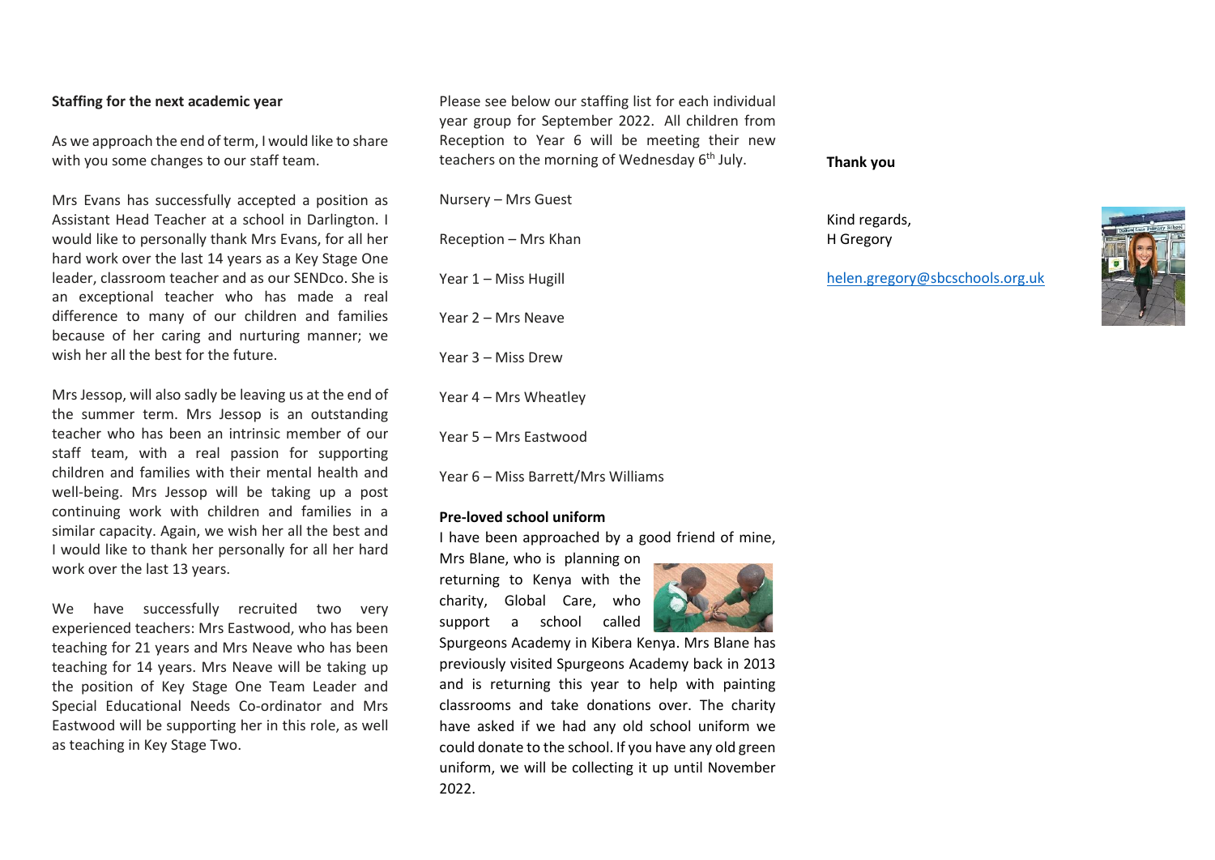**Staffing for the next academic year**

As we approach the end of term, I would like to share with you some changes to our staff team.

Mrs Evans has successfully accepted a position as Assistant Head Teacher at a school in Darlington. I would like to personally thank Mrs Evans, for all her hard work over the last 14 years as a Key Stage One leader, classroom teacher and as our SENDco. She is an exceptional teacher who has made a real difference to many of our children and families because of her caring and nurturing manner; we wish her all the best for the future.

Mrs Jessop, will also sadly be leaving us at the end of the summer term. Mrs Jessop is an outstanding teacher who has been an intrinsic member of our staff team, with a real passion for supporting children and families with their mental health and well-being. Mrs Jessop will be taking up a post continuing work with children and families in a similar capacity. Again, we wish her all the best and I would like to thank her personally for all her hard work over the last 13 years.

We have successfully recruited two very experienced teachers: Mrs Eastwood, who has been teaching for 21 years and Mrs Neave who has been teaching for 14 years. Mrs Neave will be taking up the position of Key Stage One Team Leader and Special Educational Needs Co-ordinator and Mrs Eastwood will be supporting her in this role, as well as teaching in Key Stage Two.

Please see below our staffing list for each individual year group for September 2022. All children from Reception to Year 6 will be meeting their new teachers on the morning of Wednesday 6th July.

Nursery – Mrs Guest

Reception – Mrs Khan

Year 1 – Miss Hugill

Year 2 – Mrs Neave

Year 3 – Miss Drew

Year 4 – Mrs Wheatley

Year 5 – Mrs Eastwood

Year 6 – Miss Barrett/Mrs Williams

**Pre-loved school uniform**

I have been approached by a good friend of mine, Mrs Blane, who is planning on returning to Kenya with the charity, Global Care, who support a school called Spurgeons Academy in Kibera Kenya. Mrs Blane has previously visited Spurgeons Academy back in 2013 and is returning this year to help with painting classrooms and take donations over. The charity have asked if we had any old school uniform we could donate to the school. If you have any old green uniform, we will be collecting it up until November 2022.

**Thank you**

Kind regards,
H Gregory

helen.gregory@sbcschools.org.uk